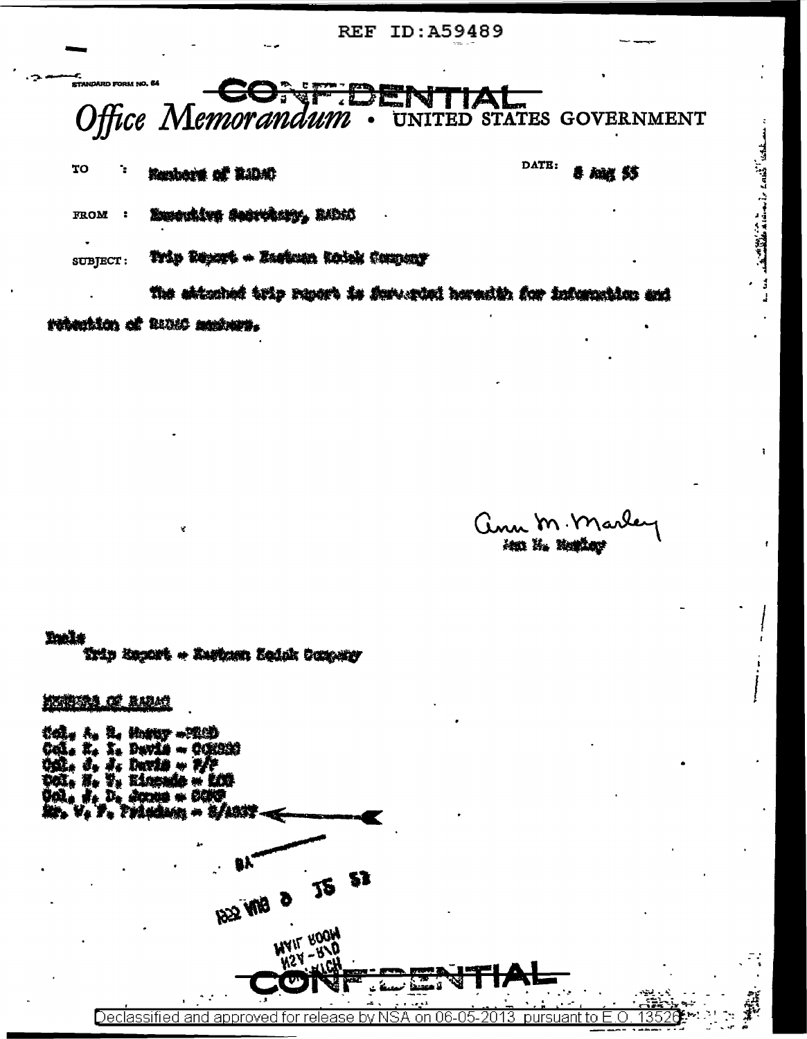REF ID:A59489

STANDARD FORM NO. 64

CONFIDENTIAL

# Office Memorandum • UNITED STATES GOVERNMENT

TO : Members of RADAC

DATE: 8 Aug 55

FROM : Executive Secretary, RADAC

SUBJECT: Trip Report - Eastman Kodak Company

The attached trip report is forwarded herewith for information and retention of RADAC members.

Ann M. Marley
Ann M. Marley

Incl:
Trip Report - Eastman Kodak Company

MEMBERS OF RADAC

Col. A. R. Murray - PROD
Col. R. I. Davis - COMSEC
Col. J. J. Davis - P/P
Col. H. V. Kinsada - LOG
Col. W. D. Jones - DCOF
Mr. W. F. Friedman - S/ASST

8 AUG 55

MAIL ROOM
NSA-R&D

CONFIDENTIAL

Declassified and approved for release by NSA on 06-05-2013 pursuant to E.O. 13526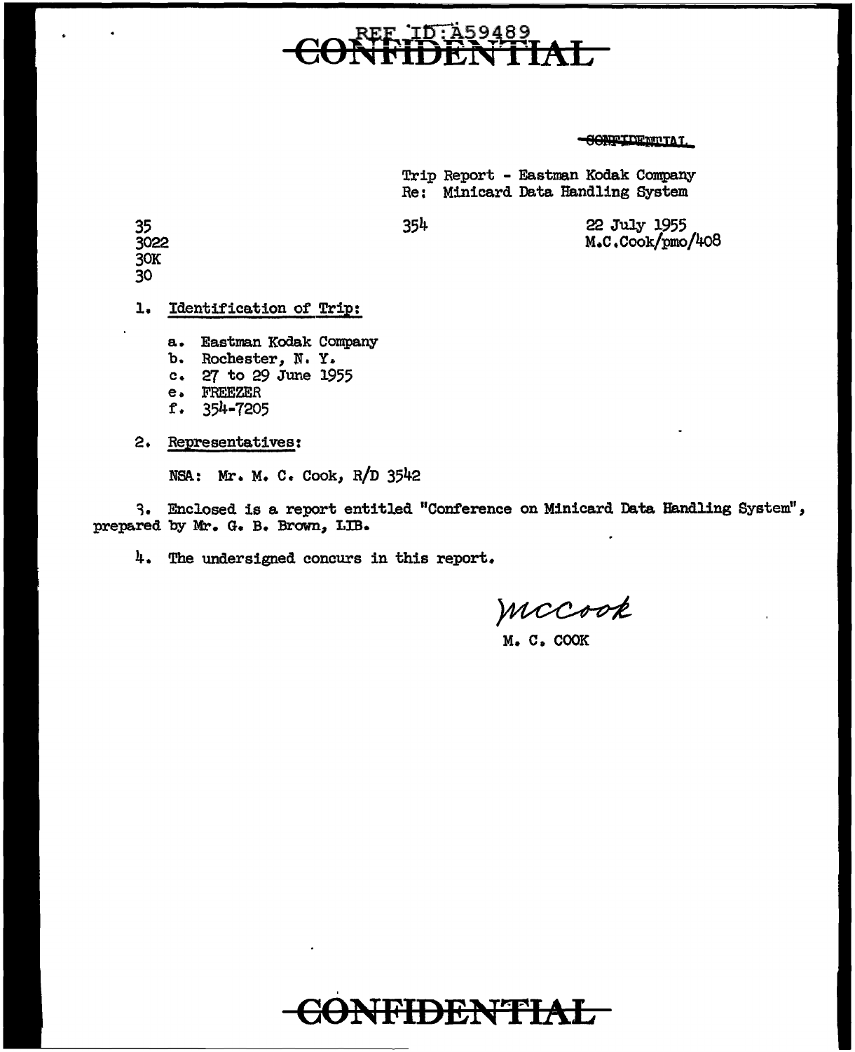REF ID:A59489

CONFIDENTIAL

CONFIDENTIAL

Trip Report - Eastman Kodak Company
Re: Minicard Data Handling System

35
3022
30K
30

354

22 July 1955
M.C.Cook/pmo/408

1. Identification of Trip:

   a. Eastman Kodak Company
   b. Rochester, N. Y.
   c. 27 to 29 June 1955
   e. FREEZER
   f. 354-7205

2. Representatives:

   NSA: Mr. M. C. Cook, R/D 3542

3. Enclosed is a report entitled "Conference on Minicard Data Handling System", prepared by Mr. G. B. Brown, LIB.

4. The undersigned concurs in this report.

mccook

M. C. COOK

CONFIDENTIAL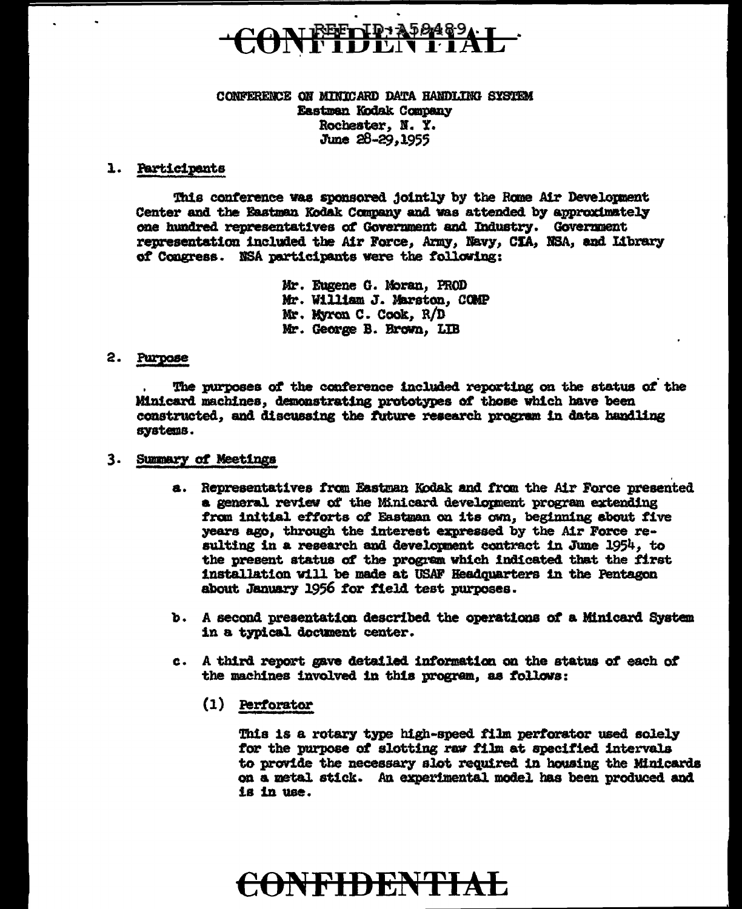CONFERENCE ON MINICARD DATA HANDLING SYSTEM
Eastman Kodak Company
Rochester, N. Y.
June 28-29, 1955

1. Participants

This conference was sponsored jointly by the Rome Air Development Center and the Eastman Kodak Company and was attended by approximately one hundred representatives of Government and Industry. Government representation included the Air Force, Army, Navy, CIA, NSA, and Library of Congress. NSA participants were the following:

Mr. Eugene G. Moran, PROD
Mr. William J. Marston, COMP
Mr. Myron C. Cook, R/D
Mr. George B. Brown, LIB

2. Purpose

The purposes of the conference included reporting on the status of the Minicard machines, demonstrating prototypes of those which have been constructed, and discussing the future research program in data handling systems.

3. Summary of Meetings

a. Representatives from Eastman Kodak and from the Air Force presented a general review of the Minicard development program extending from initial efforts of Eastman on its own, beginning about five years ago, through the interest expressed by the Air Force resulting in a research and development contract in June 1954, to the present status of the program which indicated that the first installation will be made at USAF Headquarters in the Pentagon about January 1956 for field test purposes.

b. A second presentation described the operations of a Minicard System in a typical document center.

c. A third report gave detailed information on the status of each of the machines involved in this program, as follows:

(1) Perforator

This is a rotary type high-speed film perforator used solely for the purpose of slotting raw film at specified intervals to provide the necessary slot required in housing the Minicards on a metal stick. An experimental model has been produced and is in use.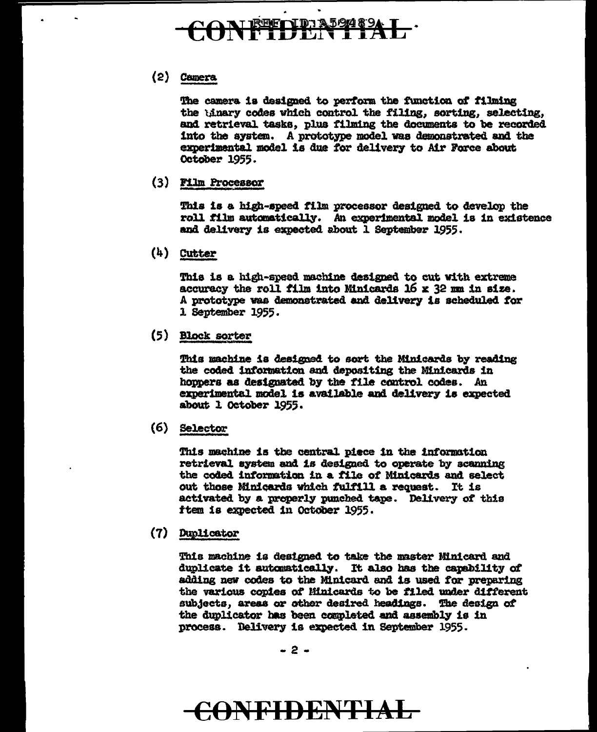(2) Camera

The camera is designed to perform the function of filming the binary codes which control the filing, sorting, selecting, and retrieval tasks, plus filming the documents to be recorded into the system. A prototype model was demonstrated and the experimental model is due for delivery to Air Force about October 1955.

(3) Film Processor

This is a high-speed film processor designed to develop the roll film automatically. An experimental model is in existence and delivery is expected about 1 September 1955.

(4) Cutter

This is a high-speed machine designed to cut with extreme accuracy the roll film into Minicards 16 x 32 mm in size. A prototype was demonstrated and delivery is scheduled for 1 September 1955.

(5) Block sorter

This machine is designed to sort the Minicards by reading the coded information and depositing the Minicards in hoppers as designated by the file control codes. An experimental model is available and delivery is expected about 1 October 1955.

(6) Selector

This machine is the central piece in the information retrieval system and is designed to operate by scanning the coded information in a file of Minicards and select out those Minicards which fulfill a request. It is activated by a properly punched tape. Delivery of this item is expected in October 1955.

(7) Duplicator

This machine is designed to take the master Minicard and duplicate it automatically. It also has the capability of adding new codes to the Minicard and is used for preparing the various copies of Minicards to be filed under different subjects, areas or other desired headings. The design of the duplicator has been completed and assembly is in process. Delivery is expected in September 1955.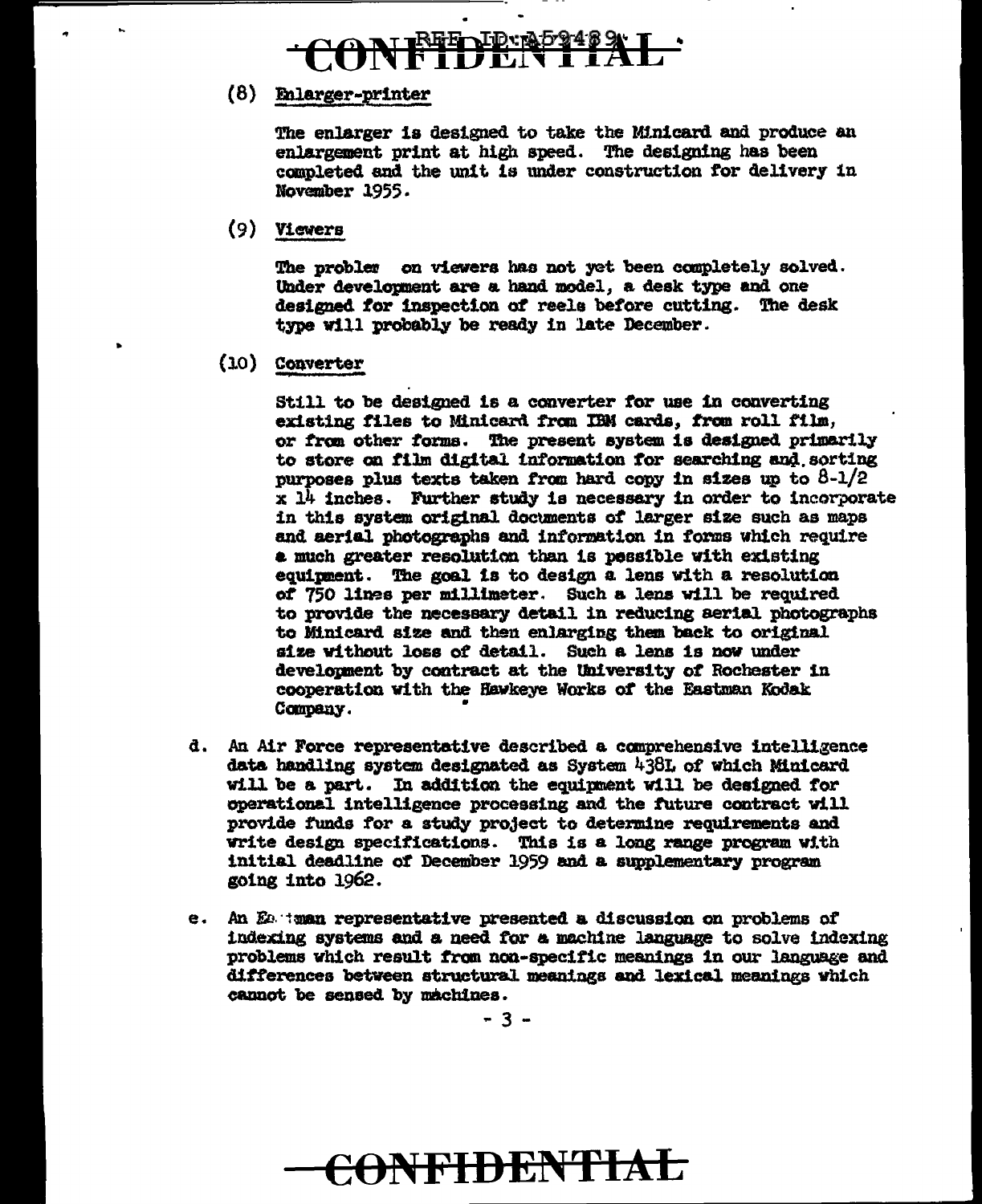CONFIDENTIAL

(8) Enlarger-printer

The enlarger is designed to take the Minicard and produce an enlargement print at high speed. The designing has been completed and the unit is under construction for delivery in November 1955.

(9) Viewers

The problem on viewers has not yet been completely solved. Under development are a hand model, a desk type and one designed for inspection of reels before cutting. The desk type will probably be ready in late December.

(10) Converter

Still to be designed is a converter for use in converting existing files to Minicard from IBM cards, from roll film, or from other forms. The present system is designed primarily to store on film digital information for searching and sorting purposes plus texts taken from hard copy in sizes up to 8-1/2 x 14 inches. Further study is necessary in order to incorporate in this system original documents of larger size such as maps and aerial photographs and information in forms which require a much greater resolution than is possible with existing equipment. The goal is to design a lens with a resolution of 750 lines per millimeter. Such a lens will be required to provide the necessary detail in reducing aerial photographs to Minicard size and then enlarging them back to original size without loss of detail. Such a lens is now under development by contract at the University of Rochester in cooperation with the Hawkeye Works of the Eastman Kodak Company.

d. An Air Force representative described a comprehensive intelligence data handling system designated as System 438L of which Minicard will be a part. In addition the equipment will be designed for operational intelligence processing and the future contract will provide funds for a study project to determine requirements and write design specifications. This is a long range program with initial deadline of December 1959 and a supplementary program going into 1962.

e. An Eastman representative presented a discussion on problems of indexing systems and a need for a machine language to solve indexing problems which result from non-specific meanings in our language and differences between structural meanings and lexical meanings which cannot be sensed by machines.

CONFIDENTIAL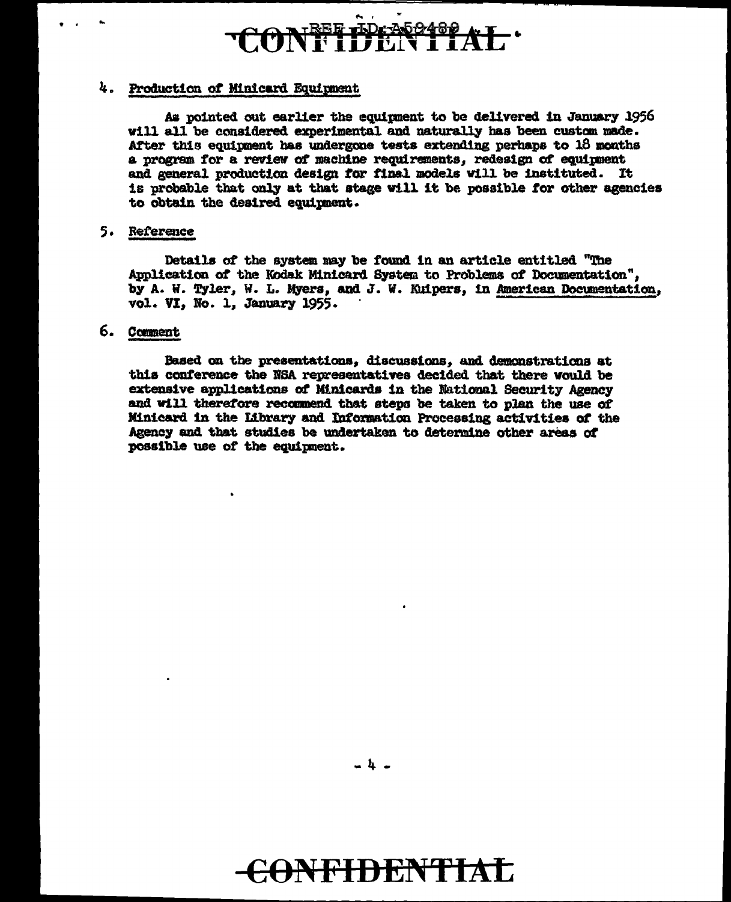CONFIDENTIAL

REF ID:A59489

4. Production of Minicard Equipment

As pointed out earlier the equipment to be delivered in January 1956 will all be considered experimental and naturally has been custom made. After this equipment has undergone tests extending perhaps to 18 months a program for a review of machine requirements, redesign of equipment and general production design for final models will be instituted. It is probable that only at that stage will it be possible for other agencies to obtain the desired equipment.

5. Reference

Details of the system may be found in an article entitled "The Application of the Kodak Minicard System to Problems of Documentation", by A. W. Tyler, W. L. Myers, and J. W. Kuipers, in American Documentation, vol. VI, No. 1, January 1955.

6. Comment

Based on the presentations, discussions, and demonstrations at this conference the NSA representatives decided that there would be extensive applications of Minicards in the National Security Agency and will therefore recommend that steps be taken to plan the use of Minicard in the Library and Information Processing activities of the Agency and that studies be undertaken to determine other areas of possible use of the equipment.

CONFIDENTIAL